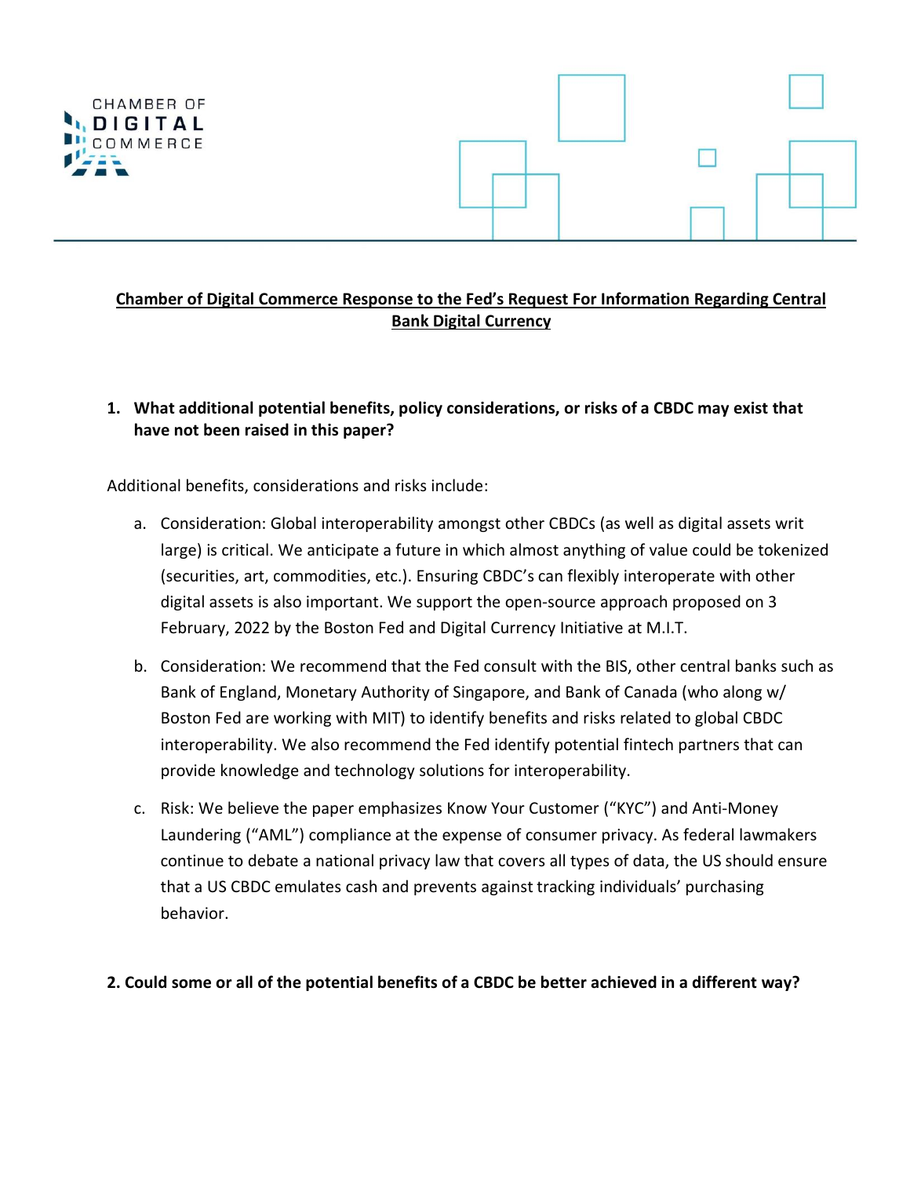CHAMBER OF DIGITAL COMMERCE

## Chamber of Digital Commerce Response to the Fed's Request For Information Regarding Central Bank Digital Currency

### 1. What additional potential benefits, policy considerations, or risks of a CBDC may exist that have not been raised in this paper?

Additional benefits, considerations and risks include:

a. Consideration: Global interoperability amongst other CBDCs (as well as digital assets writ large) is critical. We anticipate a future in which almost anything of value could be tokenized (securities, art, commodities, etc.). Ensuring CBDC's can flexibly interoperate with other digital assets is also important. We support the open-source approach proposed on 3 February, 2022 by the Boston Fed and Digital Currency Initiative at M.I.T.

b. Consideration: We recommend that the Fed consult with the BIS, other central banks such as Bank of England, Monetary Authority of Singapore, and Bank of Canada (who along w/ Boston Fed are working with MIT) to identify benefits and risks related to global CBDC interoperability. We also recommend the Fed identify potential fintech partners that can provide knowledge and technology solutions for interoperability.

c. Risk: We believe the paper emphasizes Know Your Customer ("KYC") and Anti-Money Laundering ("AML") compliance at the expense of consumer privacy. As federal lawmakers continue to debate a national privacy law that covers all types of data, the US should ensure that a US CBDC emulates cash and prevents against tracking individuals' purchasing behavior.

### 2. Could some or all of the potential benefits of a CBDC be better achieved in a different way?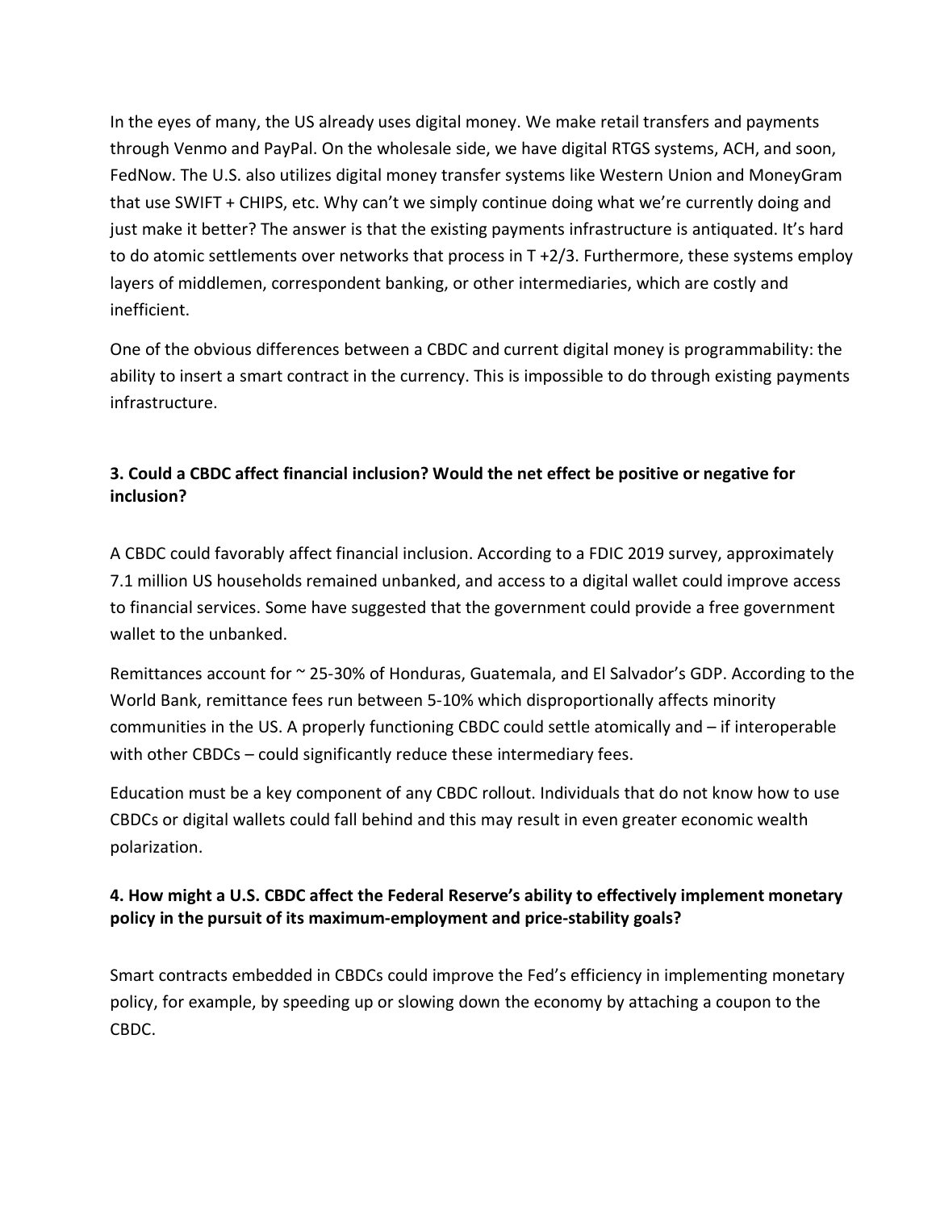In the eyes of many, the US already uses digital money. We make retail transfers and payments through Venmo and PayPal. On the wholesale side, we have digital RTGS systems, ACH, and soon, FedNow. The U.S. also utilizes digital money transfer systems like Western Union and MoneyGram that use SWIFT + CHIPS, etc. Why can't we simply continue doing what we're currently doing and just make it better? The answer is that the existing payments infrastructure is antiquated. It's hard to do atomic settlements over networks that process in T +2/3. Furthermore, these systems employ layers of middlemen, correspondent banking, or other intermediaries, which are costly and inefficient.

One of the obvious differences between a CBDC and current digital money is programmability: the ability to insert a smart contract in the currency. This is impossible to do through existing payments infrastructure.

**3. Could a CBDC affect financial inclusion? Would the net effect be positive or negative for inclusion?**

A CBDC could favorably affect financial inclusion. According to a FDIC 2019 survey, approximately 7.1 million US households remained unbanked, and access to a digital wallet could improve access to financial services. Some have suggested that the government could provide a free government wallet to the unbanked.

Remittances account for ~ 25-30% of Honduras, Guatemala, and El Salvador's GDP. According to the World Bank, remittance fees run between 5-10% which disproportionally affects minority communities in the US. A properly functioning CBDC could settle atomically and – if interoperable with other CBDCs – could significantly reduce these intermediary fees.

Education must be a key component of any CBDC rollout. Individuals that do not know how to use CBDCs or digital wallets could fall behind and this may result in even greater economic wealth polarization.

**4. How might a U.S. CBDC affect the Federal Reserve's ability to effectively implement monetary policy in the pursuit of its maximum-employment and price-stability goals?**

Smart contracts embedded in CBDCs could improve the Fed's efficiency in implementing monetary policy, for example, by speeding up or slowing down the economy by attaching a coupon to the CBDC.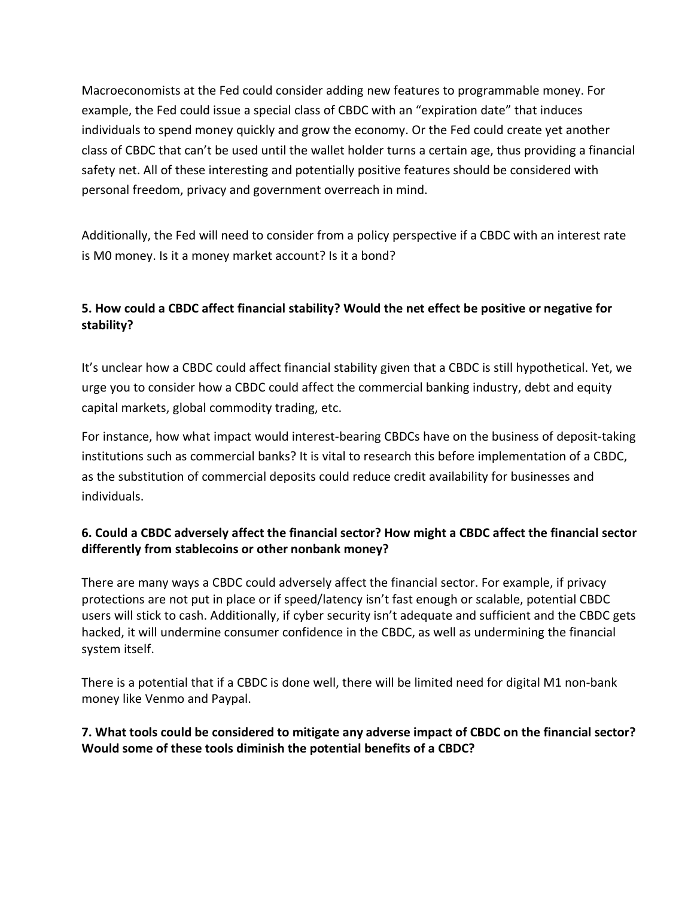Macroeconomists at the Fed could consider adding new features to programmable money. For example, the Fed could issue a special class of CBDC with an "expiration date" that induces individuals to spend money quickly and grow the economy. Or the Fed could create yet another class of CBDC that can't be used until the wallet holder turns a certain age, thus providing a financial safety net. All of these interesting and potentially positive features should be considered with personal freedom, privacy and government overreach in mind.

Additionally, the Fed will need to consider from a policy perspective if a CBDC with an interest rate is M0 money. Is it a money market account? Is it a bond?

**5. How could a CBDC affect financial stability? Would the net effect be positive or negative for stability?**

It's unclear how a CBDC could affect financial stability given that a CBDC is still hypothetical. Yet, we urge you to consider how a CBDC could affect the commercial banking industry, debt and equity capital markets, global commodity trading, etc.

For instance, how what impact would interest-bearing CBDCs have on the business of deposit-taking institutions such as commercial banks? It is vital to research this before implementation of a CBDC, as the substitution of commercial deposits could reduce credit availability for businesses and individuals.

**6. Could a CBDC adversely affect the financial sector? How might a CBDC affect the financial sector differently from stablecoins or other nonbank money?**

There are many ways a CBDC could adversely affect the financial sector. For example, if privacy protections are not put in place or if speed/latency isn't fast enough or scalable, potential CBDC users will stick to cash. Additionally, if cyber security isn't adequate and sufficient and the CBDC gets hacked, it will undermine consumer confidence in the CBDC, as well as undermining the financial system itself.

There is a potential that if a CBDC is done well, there will be limited need for digital M1 non-bank money like Venmo and Paypal.

**7. What tools could be considered to mitigate any adverse impact of CBDC on the financial sector? Would some of these tools diminish the potential benefits of a CBDC?**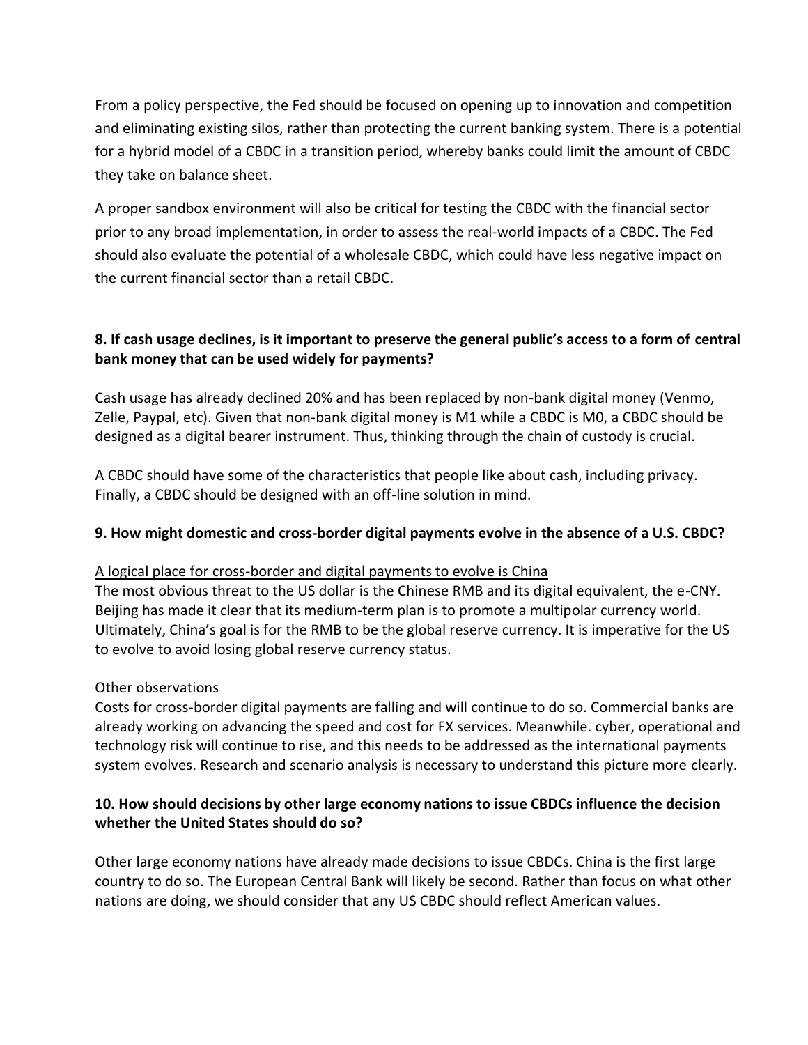From a policy perspective, the Fed should be focused on opening up to innovation and competition and eliminating existing silos, rather than protecting the current banking system. There is a potential for a hybrid model of a CBDC in a transition period, whereby banks could limit the amount of CBDC they take on balance sheet.

A proper sandbox environment will also be critical for testing the CBDC with the financial sector prior to any broad implementation, in order to assess the real-world impacts of a CBDC. The Fed should also evaluate the potential of a wholesale CBDC, which could have less negative impact on the current financial sector than a retail CBDC.

### 8. If cash usage declines, is it important to preserve the general public's access to a form of central bank money that can be used widely for payments?

Cash usage has already declined 20% and has been replaced by non-bank digital money (Venmo, Zelle, Paypal, etc). Given that non-bank digital money is M1 while a CBDC is M0, a CBDC should be designed as a digital bearer instrument. Thus, thinking through the chain of custody is crucial.

A CBDC should have some of the characteristics that people like about cash, including privacy. Finally, a CBDC should be designed with an off-line solution in mind.

### 9. How might domestic and cross-border digital payments evolve in the absence of a U.S. CBDC?

<u>A logical place for cross-border and digital payments to evolve is China</u>
The most obvious threat to the US dollar is the Chinese RMB and its digital equivalent, the e-CNY. Beijing has made it clear that its medium-term plan is to promote a multipolar currency world. Ultimately, China's goal is for the RMB to be the global reserve currency. It is imperative for the US to evolve to avoid losing global reserve currency status.

<u>Other observations</u>
Costs for cross-border digital payments are falling and will continue to do so. Commercial banks are already working on advancing the speed and cost for FX services. Meanwhile. cyber, operational and technology risk will continue to rise, and this needs to be addressed as the international payments system evolves. Research and scenario analysis is necessary to understand this picture more clearly.

### 10. How should decisions by other large economy nations to issue CBDCs influence the decision whether the United States should do so?

Other large economy nations have already made decisions to issue CBDCs. China is the first large country to do so. The European Central Bank will likely be second. Rather than focus on what other nations are doing, we should consider that any US CBDC should reflect American values.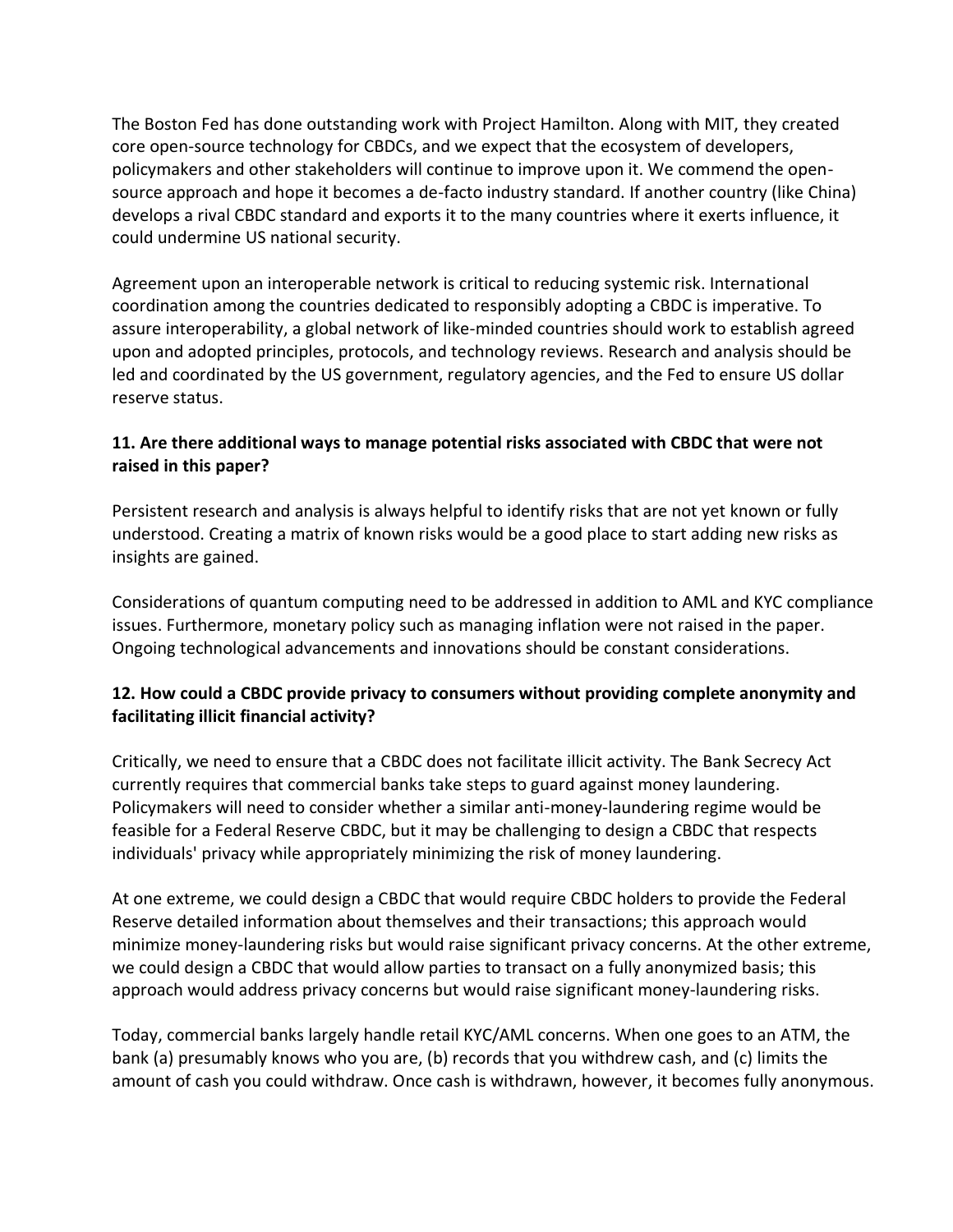The Boston Fed has done outstanding work with Project Hamilton. Along with MIT, they created core open-source technology for CBDCs, and we expect that the ecosystem of developers, policymakers and other stakeholders will continue to improve upon it. We commend the open-source approach and hope it becomes a de-facto industry standard. If another country (like China) develops a rival CBDC standard and exports it to the many countries where it exerts influence, it could undermine US national security.

Agreement upon an interoperable network is critical to reducing systemic risk. International coordination among the countries dedicated to responsibly adopting a CBDC is imperative. To assure interoperability, a global network of like-minded countries should work to establish agreed upon and adopted principles, protocols, and technology reviews. Research and analysis should be led and coordinated by the US government, regulatory agencies, and the Fed to ensure US dollar reserve status.

**11. Are there additional ways to manage potential risks associated with CBDC that were not raised in this paper?**

Persistent research and analysis is always helpful to identify risks that are not yet known or fully understood. Creating a matrix of known risks would be a good place to start adding new risks as insights are gained.

Considerations of quantum computing need to be addressed in addition to AML and KYC compliance issues. Furthermore, monetary policy such as managing inflation were not raised in the paper. Ongoing technological advancements and innovations should be constant considerations.

**12. How could a CBDC provide privacy to consumers without providing complete anonymity and facilitating illicit financial activity?**

Critically, we need to ensure that a CBDC does not facilitate illicit activity. The Bank Secrecy Act currently requires that commercial banks take steps to guard against money laundering. Policymakers will need to consider whether a similar anti-money-laundering regime would be feasible for a Federal Reserve CBDC, but it may be challenging to design a CBDC that respects individuals' privacy while appropriately minimizing the risk of money laundering.

At one extreme, we could design a CBDC that would require CBDC holders to provide the Federal Reserve detailed information about themselves and their transactions; this approach would minimize money-laundering risks but would raise significant privacy concerns. At the other extreme, we could design a CBDC that would allow parties to transact on a fully anonymized basis; this approach would address privacy concerns but would raise significant money-laundering risks.

Today, commercial banks largely handle retail KYC/AML concerns. When one goes to an ATM, the bank (a) presumably knows who you are, (b) records that you withdrew cash, and (c) limits the amount of cash you could withdraw. Once cash is withdrawn, however, it becomes fully anonymous.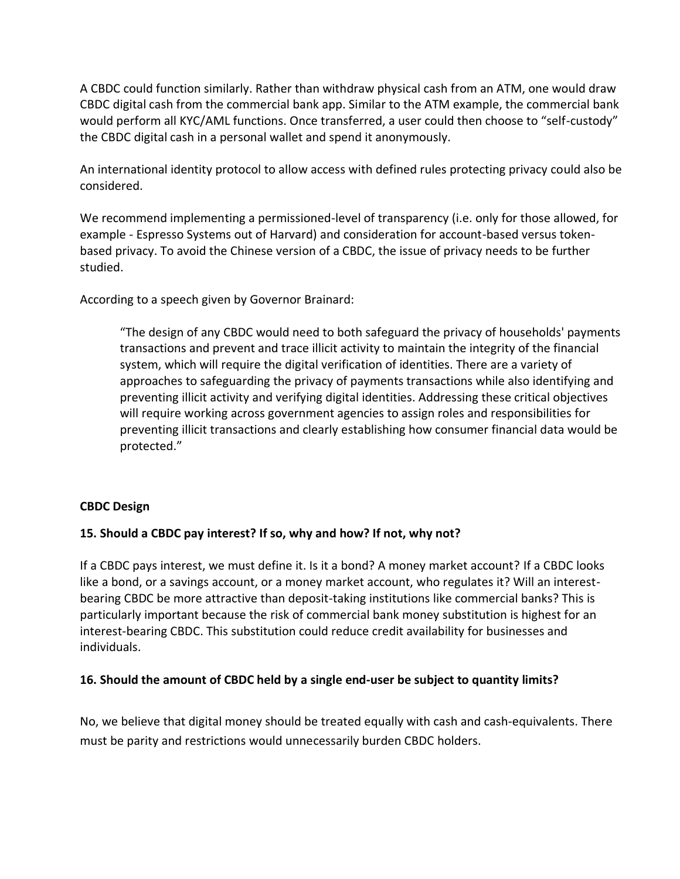A CBDC could function similarly. Rather than withdraw physical cash from an ATM, one would draw CBDC digital cash from the commercial bank app. Similar to the ATM example, the commercial bank would perform all KYC/AML functions. Once transferred, a user could then choose to "self-custody" the CBDC digital cash in a personal wallet and spend it anonymously.

An international identity protocol to allow access with defined rules protecting privacy could also be considered.

We recommend implementing a permissioned-level of transparency (i.e. only for those allowed, for example - Espresso Systems out of Harvard) and consideration for account-based versus token-based privacy. To avoid the Chinese version of a CBDC, the issue of privacy needs to be further studied.

According to a speech given by Governor Brainard:

> "The design of any CBDC would need to both safeguard the privacy of households' payments transactions and prevent and trace illicit activity to maintain the integrity of the financial system, which will require the digital verification of identities. There are a variety of approaches to safeguarding the privacy of payments transactions while also identifying and preventing illicit activity and verifying digital identities. Addressing these critical objectives will require working across government agencies to assign roles and responsibilities for preventing illicit transactions and clearly establishing how consumer financial data would be protected."

**CBDC Design**

**15. Should a CBDC pay interest? If so, why and how? If not, why not?**

If a CBDC pays interest, we must define it. Is it a bond? A money market account? If a CBDC looks like a bond, or a savings account, or a money market account, who regulates it? Will an interest-bearing CBDC be more attractive than deposit-taking institutions like commercial banks? This is particularly important because the risk of commercial bank money substitution is highest for an interest-bearing CBDC. This substitution could reduce credit availability for businesses and individuals.

**16. Should the amount of CBDC held by a single end-user be subject to quantity limits?**

No, we believe that digital money should be treated equally with cash and cash-equivalents. There must be parity and restrictions would unnecessarily burden CBDC holders.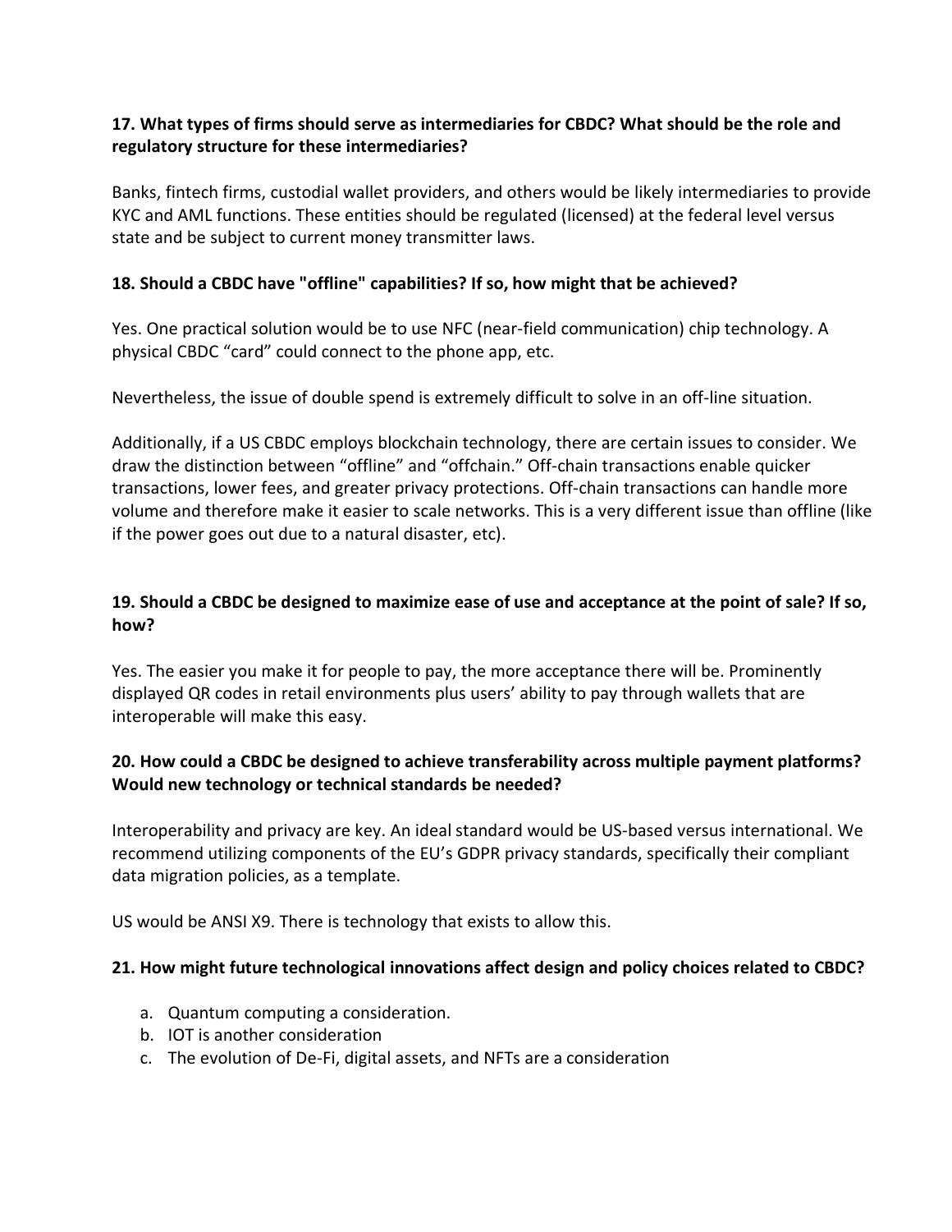**17. What types of firms should serve as intermediaries for CBDC? What should be the role and regulatory structure for these intermediaries?**

Banks, fintech firms, custodial wallet providers, and others would be likely intermediaries to provide KYC and AML functions. These entities should be regulated (licensed) at the federal level versus state and be subject to current money transmitter laws.

**18. Should a CBDC have "offline" capabilities? If so, how might that be achieved?**

Yes. One practical solution would be to use NFC (near-field communication) chip technology. A physical CBDC "card" could connect to the phone app, etc.

Nevertheless, the issue of double spend is extremely difficult to solve in an off-line situation.

Additionally, if a US CBDC employs blockchain technology, there are certain issues to consider. We draw the distinction between "offline" and "offchain." Off-chain transactions enable quicker transactions, lower fees, and greater privacy protections. Off-chain transactions can handle more volume and therefore make it easier to scale networks. This is a very different issue than offline (like if the power goes out due to a natural disaster, etc).

**19. Should a CBDC be designed to maximize ease of use and acceptance at the point of sale? If so, how?**

Yes. The easier you make it for people to pay, the more acceptance there will be. Prominently displayed QR codes in retail environments plus users' ability to pay through wallets that are interoperable will make this easy.

**20. How could a CBDC be designed to achieve transferability across multiple payment platforms? Would new technology or technical standards be needed?**

Interoperability and privacy are key. An ideal standard would be US-based versus international. We recommend utilizing components of the EU's GDPR privacy standards, specifically their compliant data migration policies, as a template.

US would be ANSI X9. There is technology that exists to allow this.

**21. How might future technological innovations affect design and policy choices related to CBDC?**

a. Quantum computing a consideration.
b. IOT is another consideration
c. The evolution of De-Fi, digital assets, and NFTs are a consideration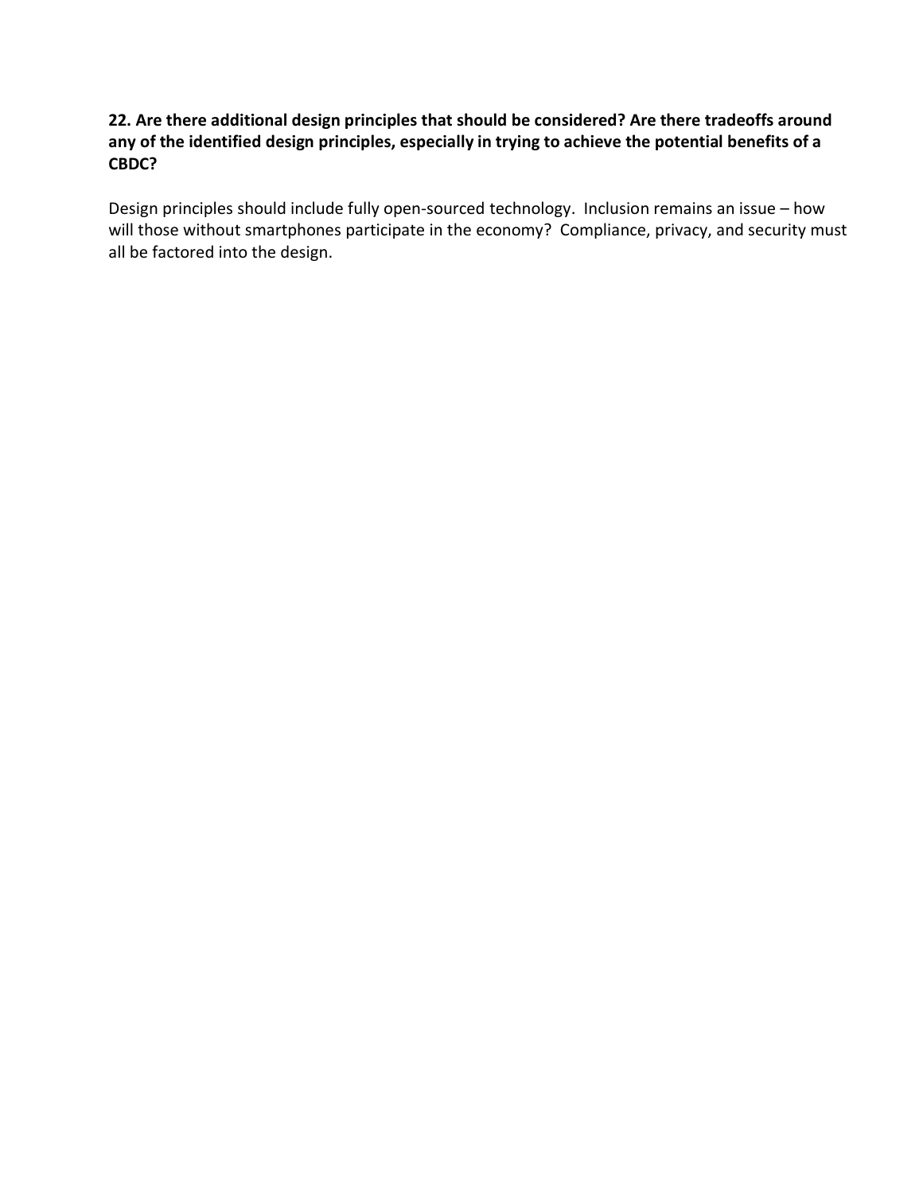**22. Are there additional design principles that should be considered? Are there tradeoffs around any of the identified design principles, especially in trying to achieve the potential benefits of a CBDC?**

Design principles should include fully open-sourced technology. Inclusion remains an issue – how will those without smartphones participate in the economy? Compliance, privacy, and security must all be factored into the design.